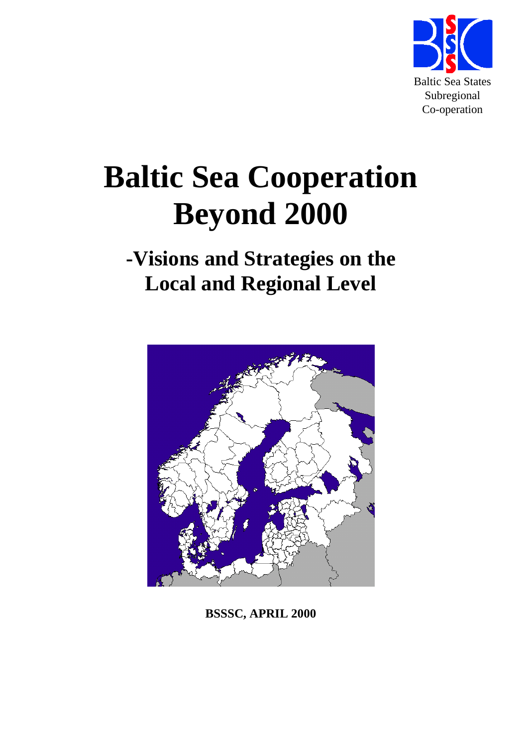Baltic Sea States
Subregional
Co-operation

# Baltic Sea Cooperation Beyond 2000

## -Visions and Strategies on the Local and Regional Level

**BSSSC, APRIL 2000**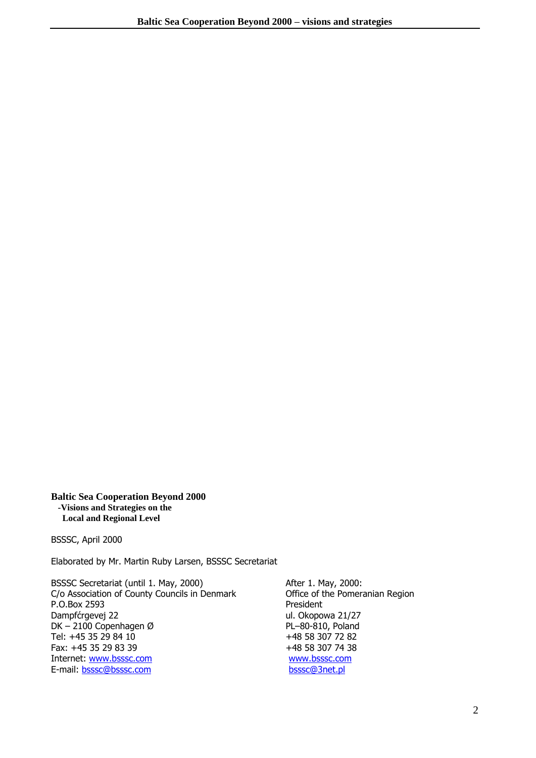**Baltic Sea Cooperation Beyond 2000**
**-Visions and Strategies on the Local and Regional Level**

BSSSC, April 2000

Elaborated by Mr. Martin Ruby Larsen, BSSSC Secretariat

BSSSC Secretariat (until 1. May, 2000)
C/o Association of County Councils in Denmark
P.O.Box 2593
Dampfćrgevej 22
DK – 2100 Copenhagen Ø
Tel: +45 35 29 84 10
Fax: +45 35 29 83 39
Internet: www.bsssc.com
E-mail: bsssc@bsssc.com

After 1. May, 2000:
Office of the Pomeranian Region President
ul. Okopowa 21/27
PL–80-810, Poland
+48 58 307 72 82
+48 58 307 74 38
www.bsssc.com
bsssc@3net.pl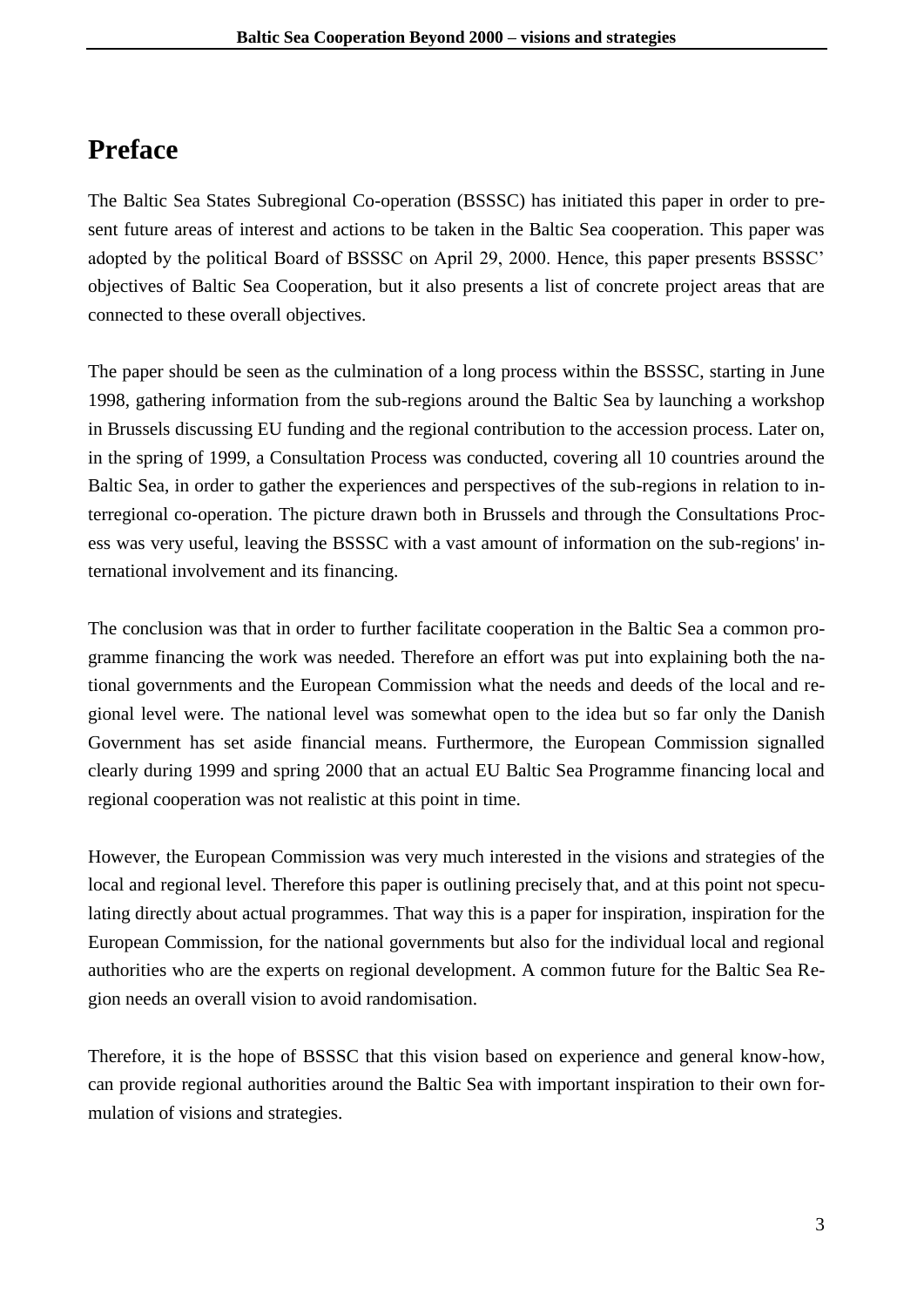# Preface

The Baltic Sea States Subregional Co-operation (BSSSC) has initiated this paper in order to present future areas of interest and actions to be taken in the Baltic Sea cooperation. This paper was adopted by the political Board of BSSSC on April 29, 2000. Hence, this paper presents BSSSC' objectives of Baltic Sea Cooperation, but it also presents a list of concrete project areas that are connected to these overall objectives.

The paper should be seen as the culmination of a long process within the BSSSC, starting in June 1998, gathering information from the sub-regions around the Baltic Sea by launching a workshop in Brussels discussing EU funding and the regional contribution to the accession process. Later on, in the spring of 1999, a Consultation Process was conducted, covering all 10 countries around the Baltic Sea, in order to gather the experiences and perspectives of the sub-regions in relation to interregional co-operation. The picture drawn both in Brussels and through the Consultations Process was very useful, leaving the BSSSC with a vast amount of information on the sub-regions' international involvement and its financing.

The conclusion was that in order to further facilitate cooperation in the Baltic Sea a common programme financing the work was needed. Therefore an effort was put into explaining both the national governments and the European Commission what the needs and deeds of the local and regional level were. The national level was somewhat open to the idea but so far only the Danish Government has set aside financial means. Furthermore, the European Commission signalled clearly during 1999 and spring 2000 that an actual EU Baltic Sea Programme financing local and regional cooperation was not realistic at this point in time.

However, the European Commission was very much interested in the visions and strategies of the local and regional level. Therefore this paper is outlining precisely that, and at this point not speculating directly about actual programmes. That way this is a paper for inspiration, inspiration for the European Commission, for the national governments but also for the individual local and regional authorities who are the experts on regional development. A common future for the Baltic Sea Region needs an overall vision to avoid randomisation.

Therefore, it is the hope of BSSSC that this vision based on experience and general know-how, can provide regional authorities around the Baltic Sea with important inspiration to their own formulation of visions and strategies.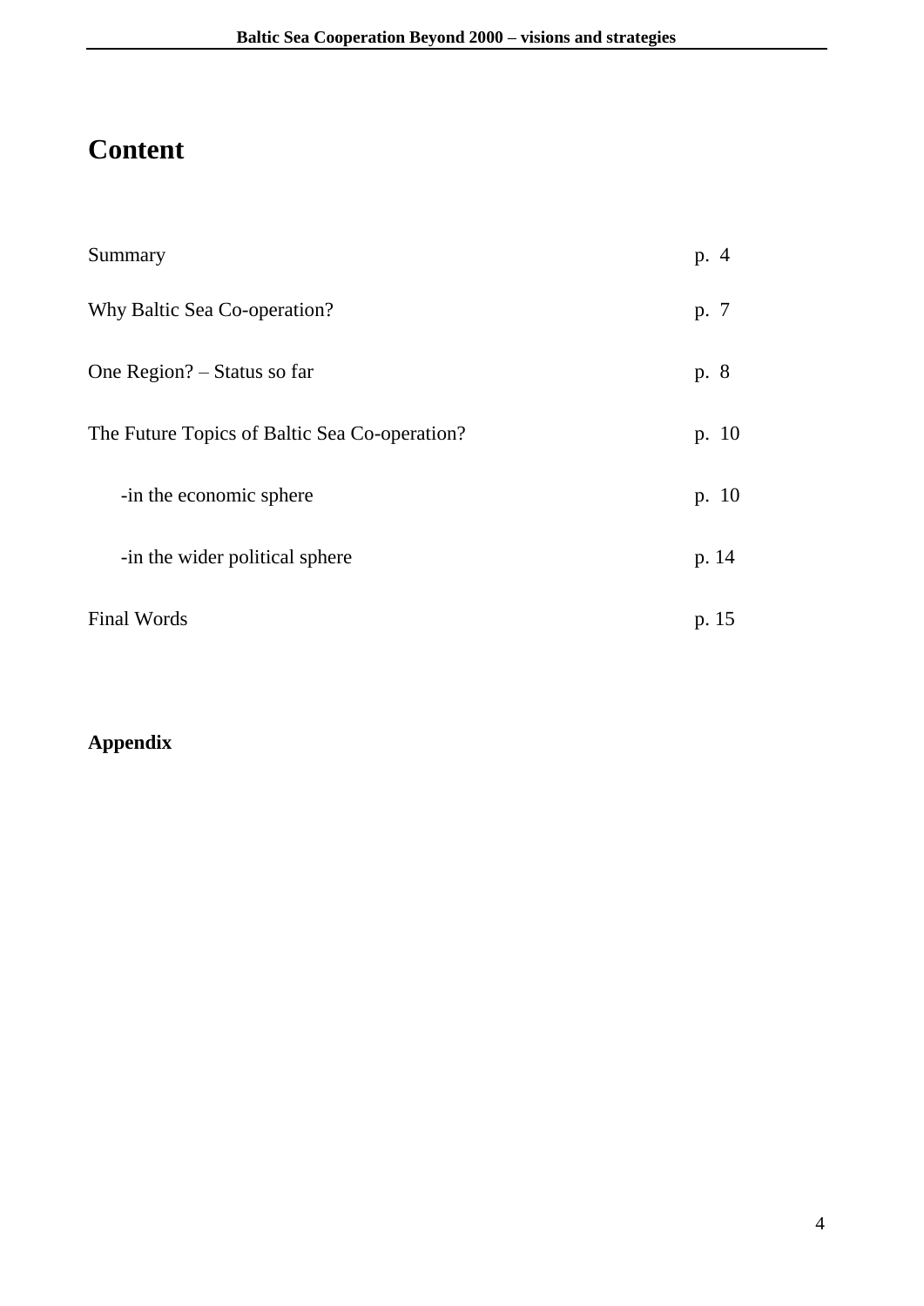# Content

| | |
|---|---|
| Summary | p. 4 |
| Why Baltic Sea Co-operation? | p. 7 |
| One Region? – Status so far | p. 8 |
| The Future Topics of Baltic Sea Co-operation? | p. 10 |
| -in the economic sphere | p. 10 |
| -in the wider political sphere | p. 14 |
| Final Words | p. 15 |

**Appendix**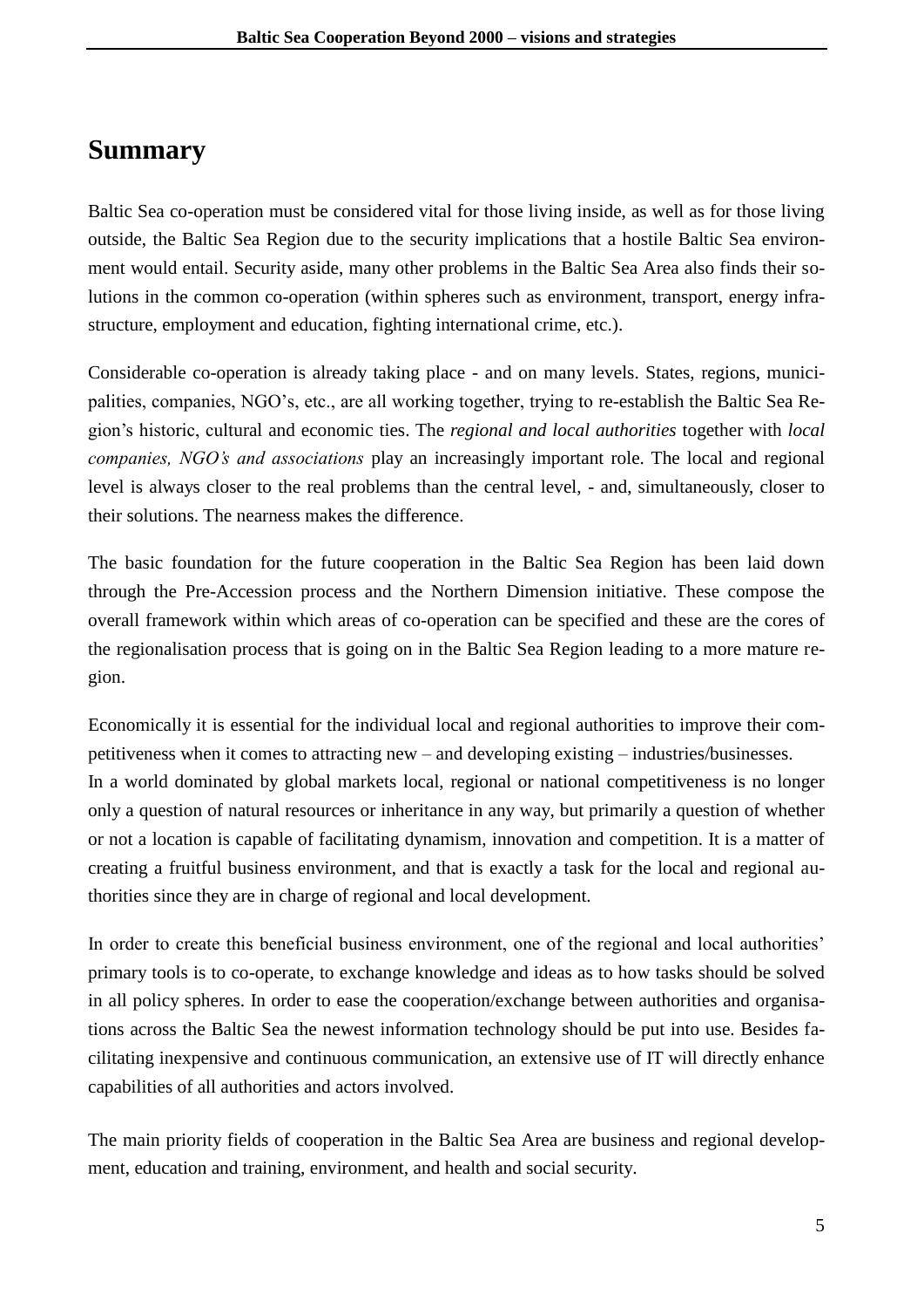# Summary

Baltic Sea co-operation must be considered vital for those living inside, as well as for those living outside, the Baltic Sea Region due to the security implications that a hostile Baltic Sea environment would entail. Security aside, many other problems in the Baltic Sea Area also finds their solutions in the common co-operation (within spheres such as environment, transport, energy infrastructure, employment and education, fighting international crime, etc.).

Considerable co-operation is already taking place - and on many levels. States, regions, municipalities, companies, NGO's, etc., are all working together, trying to re-establish the Baltic Sea Region's historic, cultural and economic ties. The *regional and local authorities* together with *local companies, NGO's and associations* play an increasingly important role. The local and regional level is always closer to the real problems than the central level, - and, simultaneously, closer to their solutions. The nearness makes the difference.

The basic foundation for the future cooperation in the Baltic Sea Region has been laid down through the Pre-Accession process and the Northern Dimension initiative. These compose the overall framework within which areas of co-operation can be specified and these are the cores of the regionalisation process that is going on in the Baltic Sea Region leading to a more mature region.

Economically it is essential for the individual local and regional authorities to improve their competitiveness when it comes to attracting new – and developing existing – industries/businesses.
In a world dominated by global markets local, regional or national competitiveness is no longer only a question of natural resources or inheritance in any way, but primarily a question of whether or not a location is capable of facilitating dynamism, innovation and competition. It is a matter of creating a fruitful business environment, and that is exactly a task for the local and regional authorities since they are in charge of regional and local development.

In order to create this beneficial business environment, one of the regional and local authorities' primary tools is to co-operate, to exchange knowledge and ideas as to how tasks should be solved in all policy spheres. In order to ease the cooperation/exchange between authorities and organisations across the Baltic Sea the newest information technology should be put into use. Besides facilitating inexpensive and continuous communication, an extensive use of IT will directly enhance capabilities of all authorities and actors involved.

The main priority fields of cooperation in the Baltic Sea Area are business and regional development, education and training, environment, and health and social security.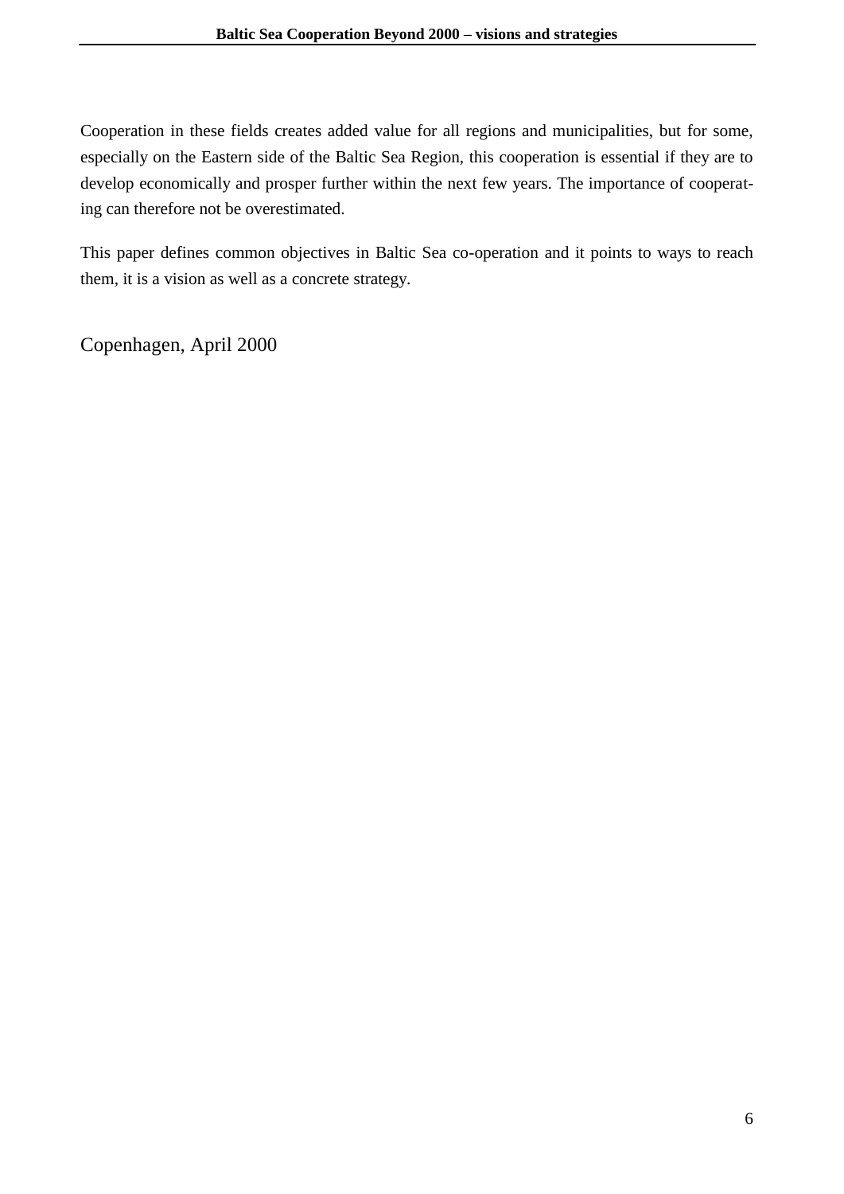Cooperation in these fields creates added value for all regions and municipalities, but for some, especially on the Eastern side of the Baltic Sea Region, this cooperation is essential if they are to develop economically and prosper further within the next few years. The importance of cooperating can therefore not be overestimated.

This paper defines common objectives in Baltic Sea co-operation and it points to ways to reach them, it is a vision as well as a concrete strategy.

Copenhagen, April 2000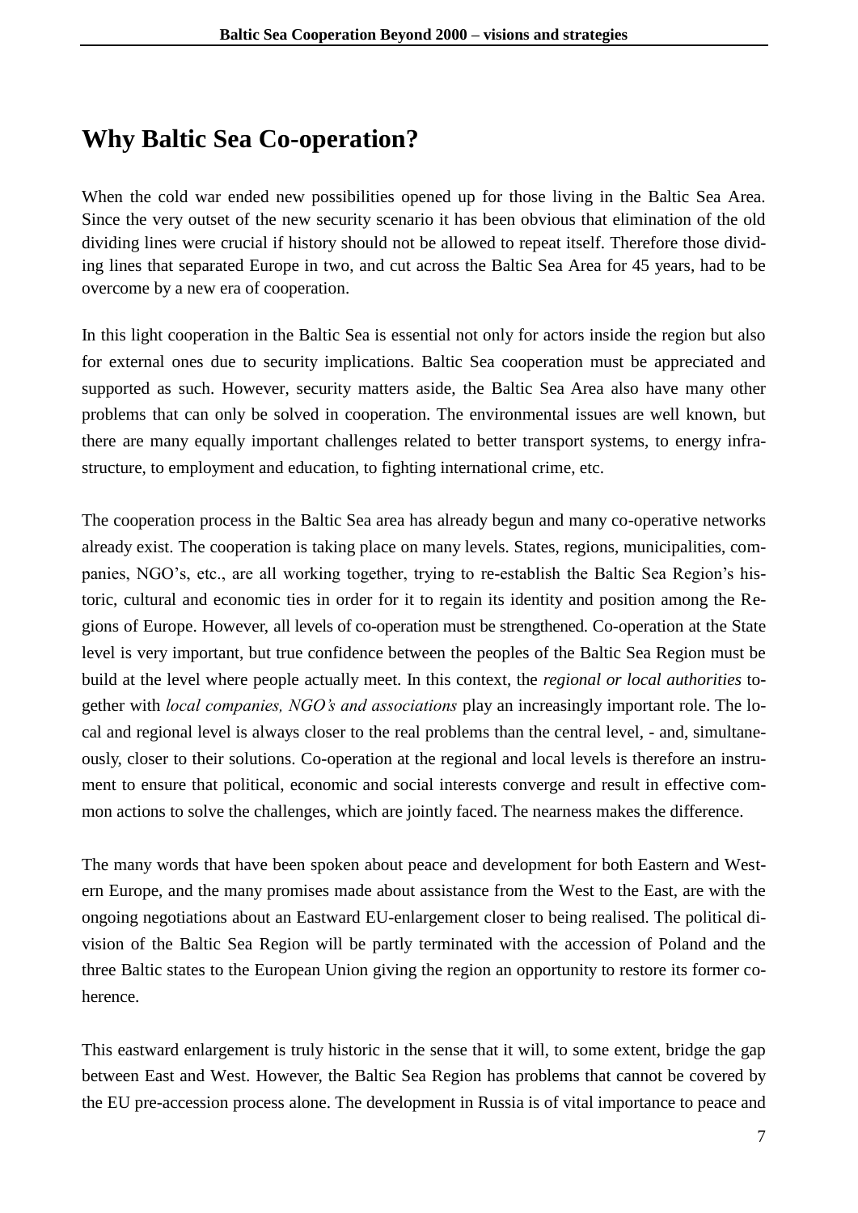# Why Baltic Sea Co-operation?

When the cold war ended new possibilities opened up for those living in the Baltic Sea Area. Since the very outset of the new security scenario it has been obvious that elimination of the old dividing lines were crucial if history should not be allowed to repeat itself. Therefore those dividing lines that separated Europe in two, and cut across the Baltic Sea Area for 45 years, had to be overcome by a new era of cooperation.

In this light cooperation in the Baltic Sea is essential not only for actors inside the region but also for external ones due to security implications. Baltic Sea cooperation must be appreciated and supported as such. However, security matters aside, the Baltic Sea Area also have many other problems that can only be solved in cooperation. The environmental issues are well known, but there are many equally important challenges related to better transport systems, to energy infrastructure, to employment and education, to fighting international crime, etc.

The cooperation process in the Baltic Sea area has already begun and many co-operative networks already exist. The cooperation is taking place on many levels. States, regions, municipalities, companies, NGO's, etc., are all working together, trying to re-establish the Baltic Sea Region's historic, cultural and economic ties in order for it to regain its identity and position among the Regions of Europe. However, all levels of co-operation must be strengthened. Co-operation at the State level is very important, but true confidence between the peoples of the Baltic Sea Region must be build at the level where people actually meet. In this context, the *regional or local authorities* together with *local companies, NGO's and associations* play an increasingly important role. The local and regional level is always closer to the real problems than the central level, - and, simultaneously, closer to their solutions. Co-operation at the regional and local levels is therefore an instrument to ensure that political, economic and social interests converge and result in effective common actions to solve the challenges, which are jointly faced. The nearness makes the difference.

The many words that have been spoken about peace and development for both Eastern and Western Europe, and the many promises made about assistance from the West to the East, are with the ongoing negotiations about an Eastward EU-enlargement closer to being realised. The political division of the Baltic Sea Region will be partly terminated with the accession of Poland and the three Baltic states to the European Union giving the region an opportunity to restore its former coherence.

This eastward enlargement is truly historic in the sense that it will, to some extent, bridge the gap between East and West. However, the Baltic Sea Region has problems that cannot be covered by the EU pre-accession process alone. The development in Russia is of vital importance to peace and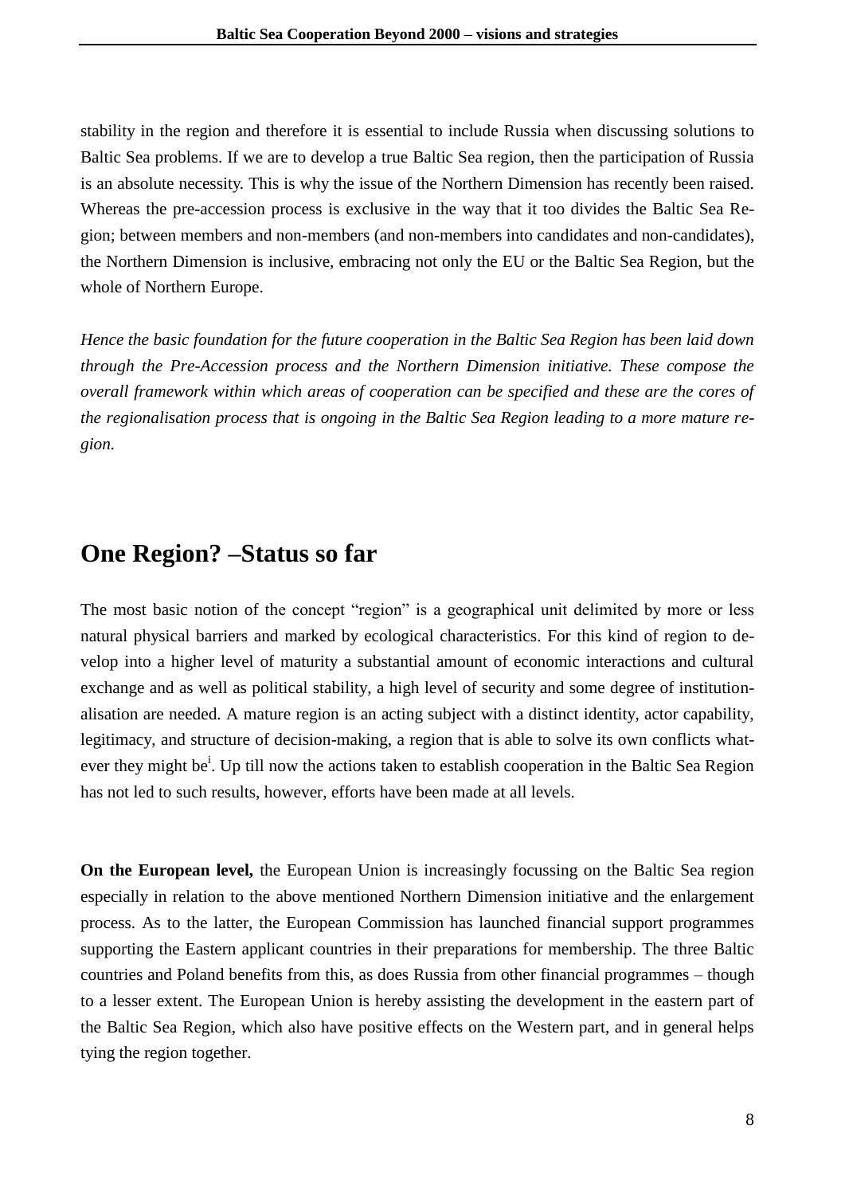stability in the region and therefore it is essential to include Russia when discussing solutions to Baltic Sea problems. If we are to develop a true Baltic Sea region, then the participation of Russia is an absolute necessity. This is why the issue of the Northern Dimension has recently been raised. Whereas the pre-accession process is exclusive in the way that it too divides the Baltic Sea Region; between members and non-members (and non-members into candidates and non-candidates), the Northern Dimension is inclusive, embracing not only the EU or the Baltic Sea Region, but the whole of Northern Europe.

*Hence the basic foundation for the future cooperation in the Baltic Sea Region has been laid down through the Pre-Accession process and the Northern Dimension initiative. These compose the overall framework within which areas of cooperation can be specified and these are the cores of the regionalisation process that is ongoing in the Baltic Sea Region leading to a more mature region.*

## One Region? –Status so far

The most basic notion of the concept "region" is a geographical unit delimited by more or less natural physical barriers and marked by ecological characteristics. For this kind of region to develop into a higher level of maturity a substantial amount of economic interactions and cultural exchange and as well as political stability, a high level of security and some degree of institutionalisation are needed. A mature region is an acting subject with a distinct identity, actor capability, legitimacy, and structure of decision-making, a region that is able to solve its own conflicts whatever they might be[i]. Up till now the actions taken to establish cooperation in the Baltic Sea Region has not led to such results, however, efforts have been made at all levels.

**On the European level,** the European Union is increasingly focussing on the Baltic Sea region especially in relation to the above mentioned Northern Dimension initiative and the enlargement process. As to the latter, the European Commission has launched financial support programmes supporting the Eastern applicant countries in their preparations for membership. The three Baltic countries and Poland benefits from this, as does Russia from other financial programmes – though to a lesser extent. The European Union is hereby assisting the development in the eastern part of the Baltic Sea Region, which also have positive effects on the Western part, and in general helps tying the region together.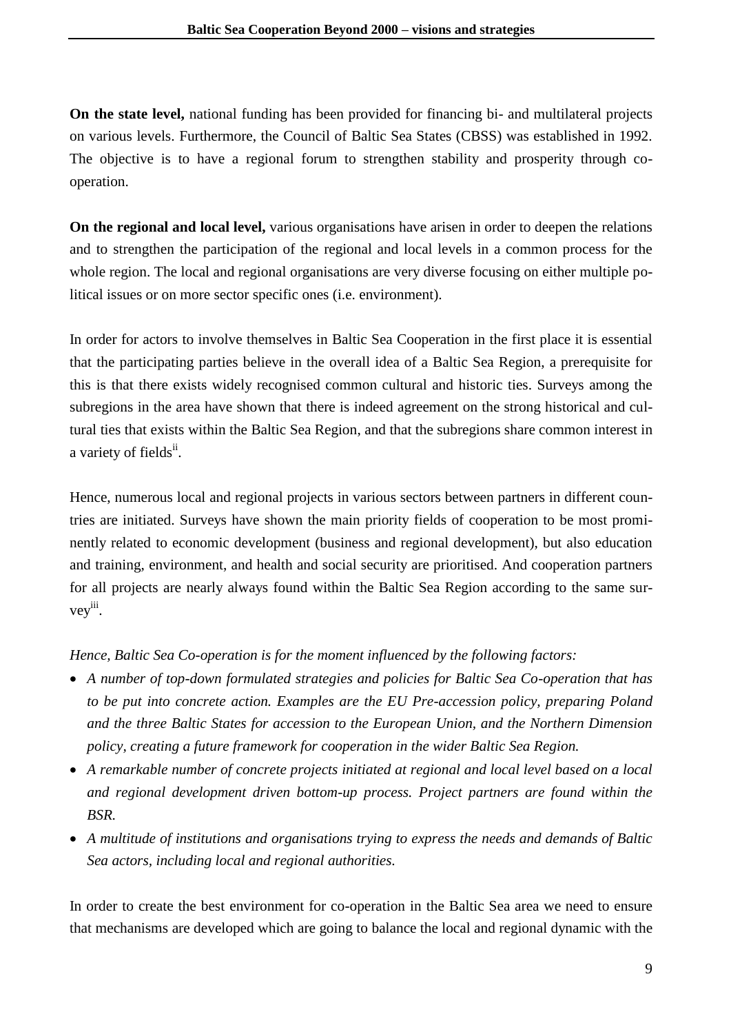**On the state level,** national funding has been provided for financing bi- and multilateral projects on various levels. Furthermore, the Council of Baltic Sea States (CBSS) was established in 1992. The objective is to have a regional forum to strengthen stability and prosperity through co-operation.

**On the regional and local level,** various organisations have arisen in order to deepen the relations and to strengthen the participation of the regional and local levels in a common process for the whole region. The local and regional organisations are very diverse focusing on either multiple political issues or on more sector specific ones (i.e. environment).

In order for actors to involve themselves in Baltic Sea Cooperation in the first place it is essential that the participating parties believe in the overall idea of a Baltic Sea Region, a prerequisite for this is that there exists widely recognised common cultural and historic ties. Surveys among the subregions in the area have shown that there is indeed agreement on the strong historical and cultural ties that exists within the Baltic Sea Region, and that the subregions share common interest in a variety of fields[ii].

Hence, numerous local and regional projects in various sectors between partners in different countries are initiated. Surveys have shown the main priority fields of cooperation to be most prominently related to economic development (business and regional development), but also education and training, environment, and health and social security are prioritised. And cooperation partners for all projects are nearly always found within the Baltic Sea Region according to the same survey[iii].

*Hence, Baltic Sea Co-operation is for the moment influenced by the following factors:*

- *A number of top-down formulated strategies and policies for Baltic Sea Co-operation that has to be put into concrete action. Examples are the EU Pre-accession policy, preparing Poland and the three Baltic States for accession to the European Union, and the Northern Dimension policy, creating a future framework for cooperation in the wider Baltic Sea Region.*
- *A remarkable number of concrete projects initiated at regional and local level based on a local and regional development driven bottom-up process. Project partners are found within the BSR.*
- *A multitude of institutions and organisations trying to express the needs and demands of Baltic Sea actors, including local and regional authorities.*

In order to create the best environment for co-operation in the Baltic Sea area we need to ensure that mechanisms are developed which are going to balance the local and regional dynamic with the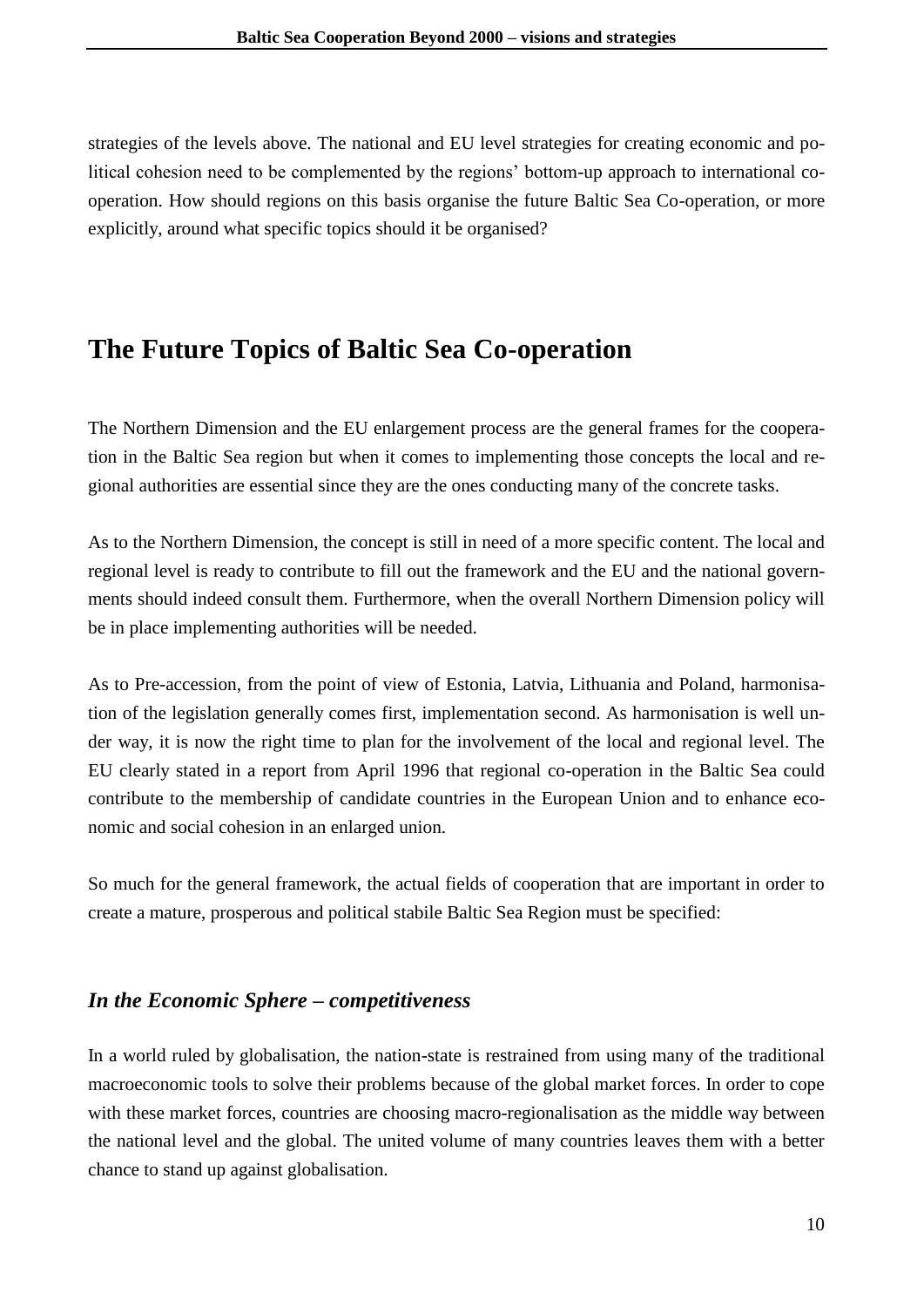strategies of the levels above. The national and EU level strategies for creating economic and political cohesion need to be complemented by the regions' bottom-up approach to international co-operation. How should regions on this basis organise the future Baltic Sea Co-operation, or more explicitly, around what specific topics should it be organised?

## The Future Topics of Baltic Sea Co-operation

The Northern Dimension and the EU enlargement process are the general frames for the cooperation in the Baltic Sea region but when it comes to implementing those concepts the local and regional authorities are essential since they are the ones conducting many of the concrete tasks.

As to the Northern Dimension, the concept is still in need of a more specific content. The local and regional level is ready to contribute to fill out the framework and the EU and the national governments should indeed consult them. Furthermore, when the overall Northern Dimension policy will be in place implementing authorities will be needed.

As to Pre-accession, from the point of view of Estonia, Latvia, Lithuania and Poland, harmonisation of the legislation generally comes first, implementation second. As harmonisation is well under way, it is now the right time to plan for the involvement of the local and regional level. The EU clearly stated in a report from April 1996 that regional co-operation in the Baltic Sea could contribute to the membership of candidate countries in the European Union and to enhance economic and social cohesion in an enlarged union.

So much for the general framework, the actual fields of cooperation that are important in order to create a mature, prosperous and political stabile Baltic Sea Region must be specified:

### *In the Economic Sphere – competitiveness*

In a world ruled by globalisation, the nation-state is restrained from using many of the traditional macroeconomic tools to solve their problems because of the global market forces. In order to cope with these market forces, countries are choosing macro-regionalisation as the middle way between the national level and the global. The united volume of many countries leaves them with a better chance to stand up against globalisation.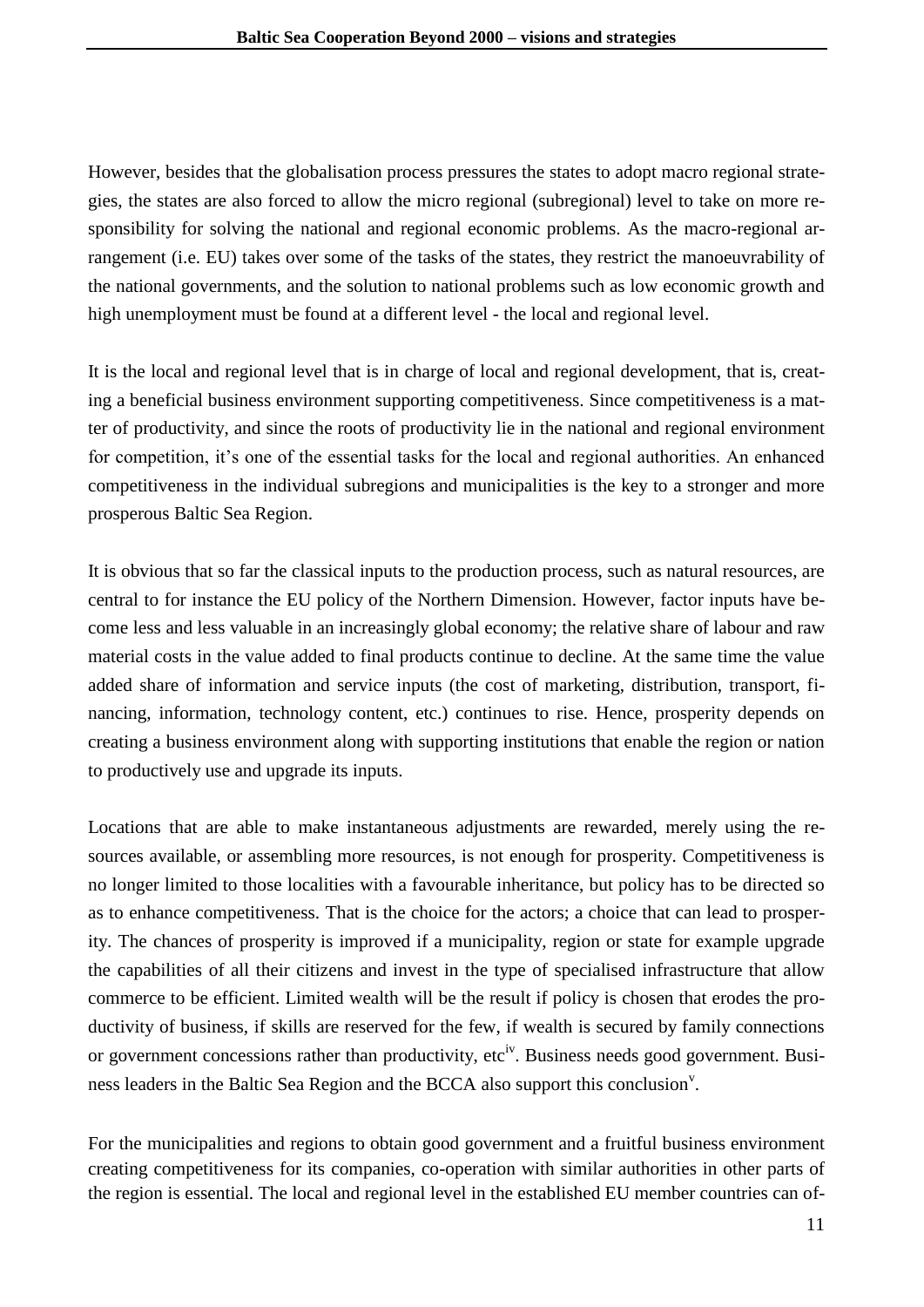However, besides that the globalisation process pressures the states to adopt macro regional strategies, the states are also forced to allow the micro regional (subregional) level to take on more responsibility for solving the national and regional economic problems. As the macro-regional arrangement (i.e. EU) takes over some of the tasks of the states, they restrict the manoeuvrability of the national governments, and the solution to national problems such as low economic growth and high unemployment must be found at a different level - the local and regional level.

It is the local and regional level that is in charge of local and regional development, that is, creating a beneficial business environment supporting competitiveness. Since competitiveness is a matter of productivity, and since the roots of productivity lie in the national and regional environment for competition, it's one of the essential tasks for the local and regional authorities. An enhanced competitiveness in the individual subregions and municipalities is the key to a stronger and more prosperous Baltic Sea Region.

It is obvious that so far the classical inputs to the production process, such as natural resources, are central to for instance the EU policy of the Northern Dimension. However, factor inputs have become less and less valuable in an increasingly global economy; the relative share of labour and raw material costs in the value added to final products continue to decline. At the same time the value added share of information and service inputs (the cost of marketing, distribution, transport, financing, information, technology content, etc.) continues to rise. Hence, prosperity depends on creating a business environment along with supporting institutions that enable the region or nation to productively use and upgrade its inputs.

Locations that are able to make instantaneous adjustments are rewarded, merely using the resources available, or assembling more resources, is not enough for prosperity. Competitiveness is no longer limited to those localities with a favourable inheritance, but policy has to be directed so as to enhance competitiveness. That is the choice for the actors; a choice that can lead to prosperity. The chances of prosperity is improved if a municipality, region or state for example upgrade the capabilities of all their citizens and invest in the type of specialised infrastructure that allow commerce to be efficient. Limited wealth will be the result if policy is chosen that erodes the productivity of business, if skills are reserved for the few, if wealth is secured by family connections or government concessions rather than productivity, etc[iv]. Business needs good government. Business leaders in the Baltic Sea Region and the BCCA also support this conclusion[v].

For the municipalities and regions to obtain good government and a fruitful business environment creating competitiveness for its companies, co-operation with similar authorities in other parts of the region is essential. The local and regional level in the established EU member countries can of-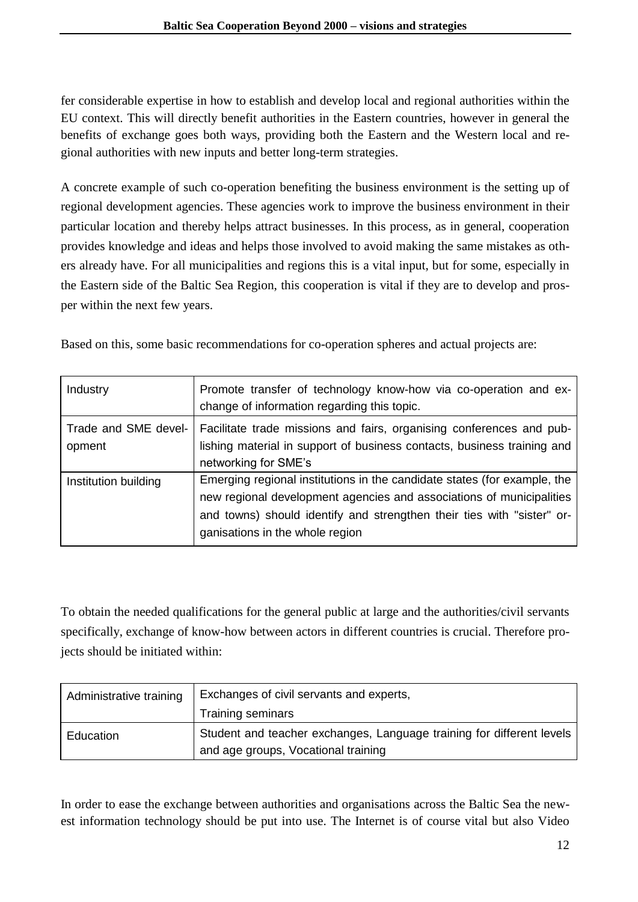fer considerable expertise in how to establish and develop local and regional authorities within the EU context. This will directly benefit authorities in the Eastern countries, however in general the benefits of exchange goes both ways, providing both the Eastern and the Western local and regional authorities with new inputs and better long-term strategies.

A concrete example of such co-operation benefiting the business environment is the setting up of regional development agencies. These agencies work to improve the business environment in their particular location and thereby helps attract businesses. In this process, as in general, cooperation provides knowledge and ideas and helps those involved to avoid making the same mistakes as others already have. For all municipalities and regions this is a vital input, but for some, especially in the Eastern side of the Baltic Sea Region, this cooperation is vital if they are to develop and prosper within the next few years.

Based on this, some basic recommendations for co-operation spheres and actual projects are:

| | |
|---|---|
| Industry | Promote transfer of technology know-how via co-operation and exchange of information regarding this topic. |
| Trade and SME development | Facilitate trade missions and fairs, organising conferences and publishing material in support of business contacts, business training and networking for SME's |
| Institution building | Emerging regional institutions in the candidate states (for example, the new regional development agencies and associations of municipalities and towns) should identify and strengthen their ties with "sister" organisations in the whole region |

To obtain the needed qualifications for the general public at large and the authorities/civil servants specifically, exchange of know-how between actors in different countries is crucial. Therefore projects should be initiated within:

| | |
|---|---|
| Administrative training | Exchanges of civil servants and experts,<br>Training seminars |
| Education | Student and teacher exchanges, Language training for different levels and age groups, Vocational training |

In order to ease the exchange between authorities and organisations across the Baltic Sea the newest information technology should be put into use. The Internet is of course vital but also Video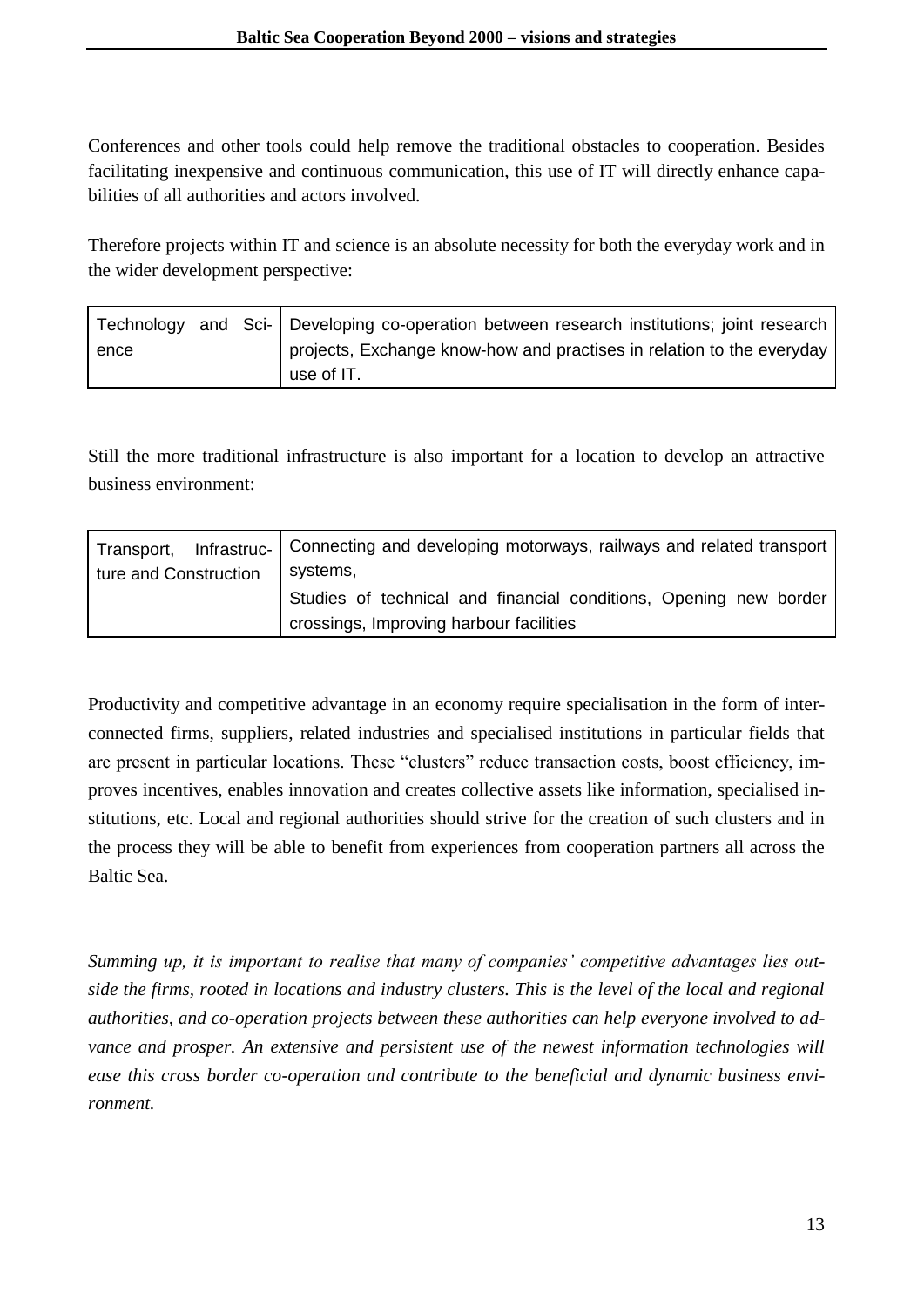Conferences and other tools could help remove the traditional obstacles to cooperation. Besides facilitating inexpensive and continuous communication, this use of IT will directly enhance capabilities of all authorities and actors involved.

Therefore projects within IT and science is an absolute necessity for both the everyday work and in the wider development perspective:

| Technology and Science | Developing co-operation between research institutions; joint research projects, Exchange know-how and practises in relation to the everyday use of IT. |
|---|---|

Still the more traditional infrastructure is also important for a location to develop an attractive business environment:

| Transport, Infrastructure and Construction | Connecting and developing motorways, railways and related transport systems,<br>Studies of technical and financial conditions, Opening new border crossings, Improving harbour facilities |
|---|---|

Productivity and competitive advantage in an economy require specialisation in the form of interconnected firms, suppliers, related industries and specialised institutions in particular fields that are present in particular locations. These "clusters" reduce transaction costs, boost efficiency, improves incentives, enables innovation and creates collective assets like information, specialised institutions, etc. Local and regional authorities should strive for the creation of such clusters and in the process they will be able to benefit from experiences from cooperation partners all across the Baltic Sea.

*Summing up, it is important to realise that many of companies' competitive advantages lies outside the firms, rooted in locations and industry clusters. This is the level of the local and regional authorities, and co-operation projects between these authorities can help everyone involved to advance and prosper. An extensive and persistent use of the newest information technologies will ease this cross border co-operation and contribute to the beneficial and dynamic business environment.*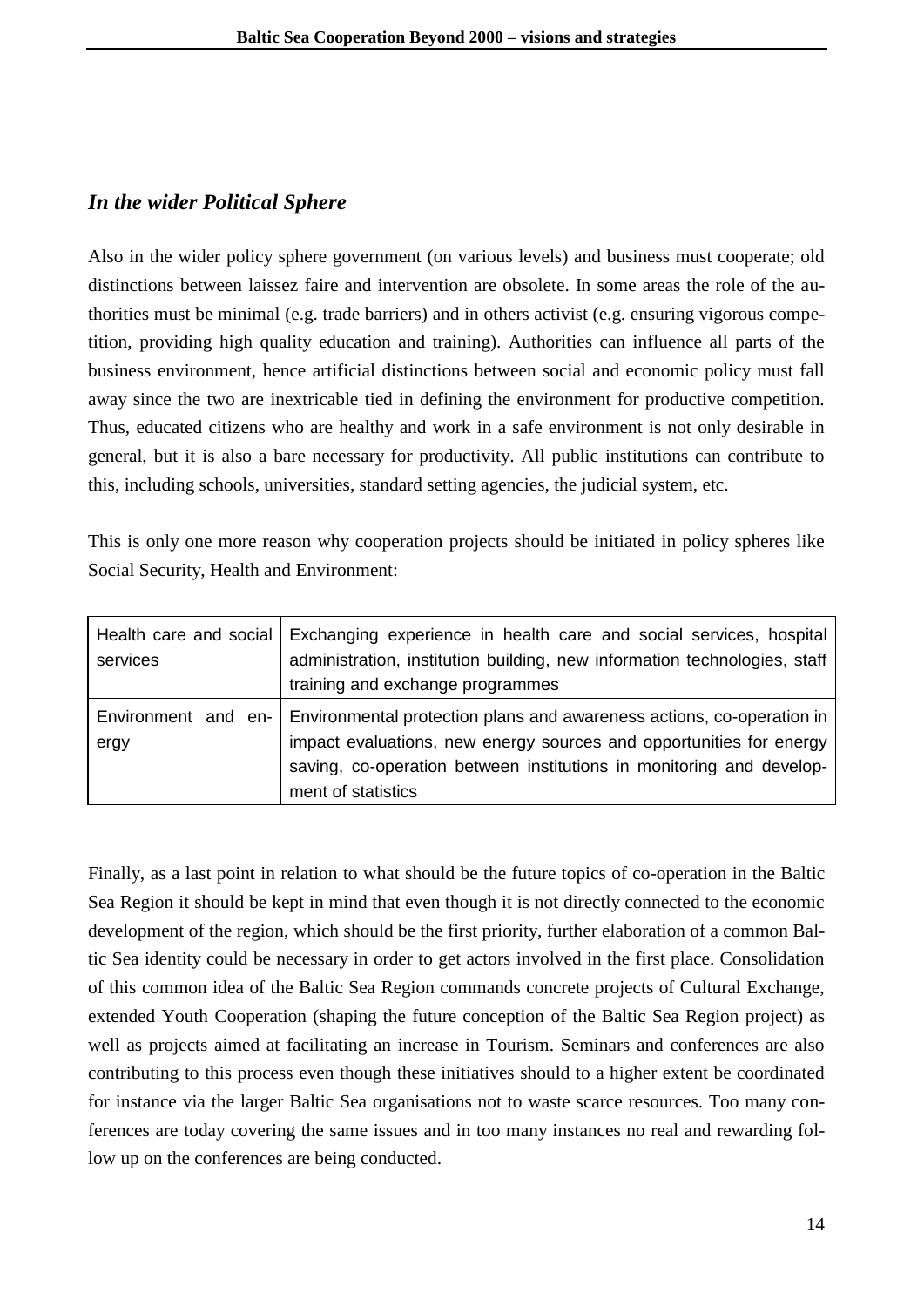### *In the wider Political Sphere*

Also in the wider policy sphere government (on various levels) and business must cooperate; old distinctions between laissez faire and intervention are obsolete. In some areas the role of the authorities must be minimal (e.g. trade barriers) and in others activist (e.g. ensuring vigorous competition, providing high quality education and training). Authorities can influence all parts of the business environment, hence artificial distinctions between social and economic policy must fall away since the two are inextricable tied in defining the environment for productive competition. Thus, educated citizens who are healthy and work in a safe environment is not only desirable in general, but it is also a bare necessary for productivity. All public institutions can contribute to this, including schools, universities, standard setting agencies, the judicial system, etc.

This is only one more reason why cooperation projects should be initiated in policy spheres like Social Security, Health and Environment:

| | |
|---|---|
| Health care and social services | Exchanging experience in health care and social services, hospital administration, institution building, new information technologies, staff training and exchange programmes |
| Environment and energy | Environmental protection plans and awareness actions, co-operation in impact evaluations, new energy sources and opportunities for energy saving, co-operation between institutions in monitoring and development of statistics |

Finally, as a last point in relation to what should be the future topics of co-operation in the Baltic Sea Region it should be kept in mind that even though it is not directly connected to the economic development of the region, which should be the first priority, further elaboration of a common Baltic Sea identity could be necessary in order to get actors involved in the first place. Consolidation of this common idea of the Baltic Sea Region commands concrete projects of Cultural Exchange, extended Youth Cooperation (shaping the future conception of the Baltic Sea Region project) as well as projects aimed at facilitating an increase in Tourism. Seminars and conferences are also contributing to this process even though these initiatives should to a higher extent be coordinated for instance via the larger Baltic Sea organisations not to waste scarce resources. Too many conferences are today covering the same issues and in too many instances no real and rewarding follow up on the conferences are being conducted.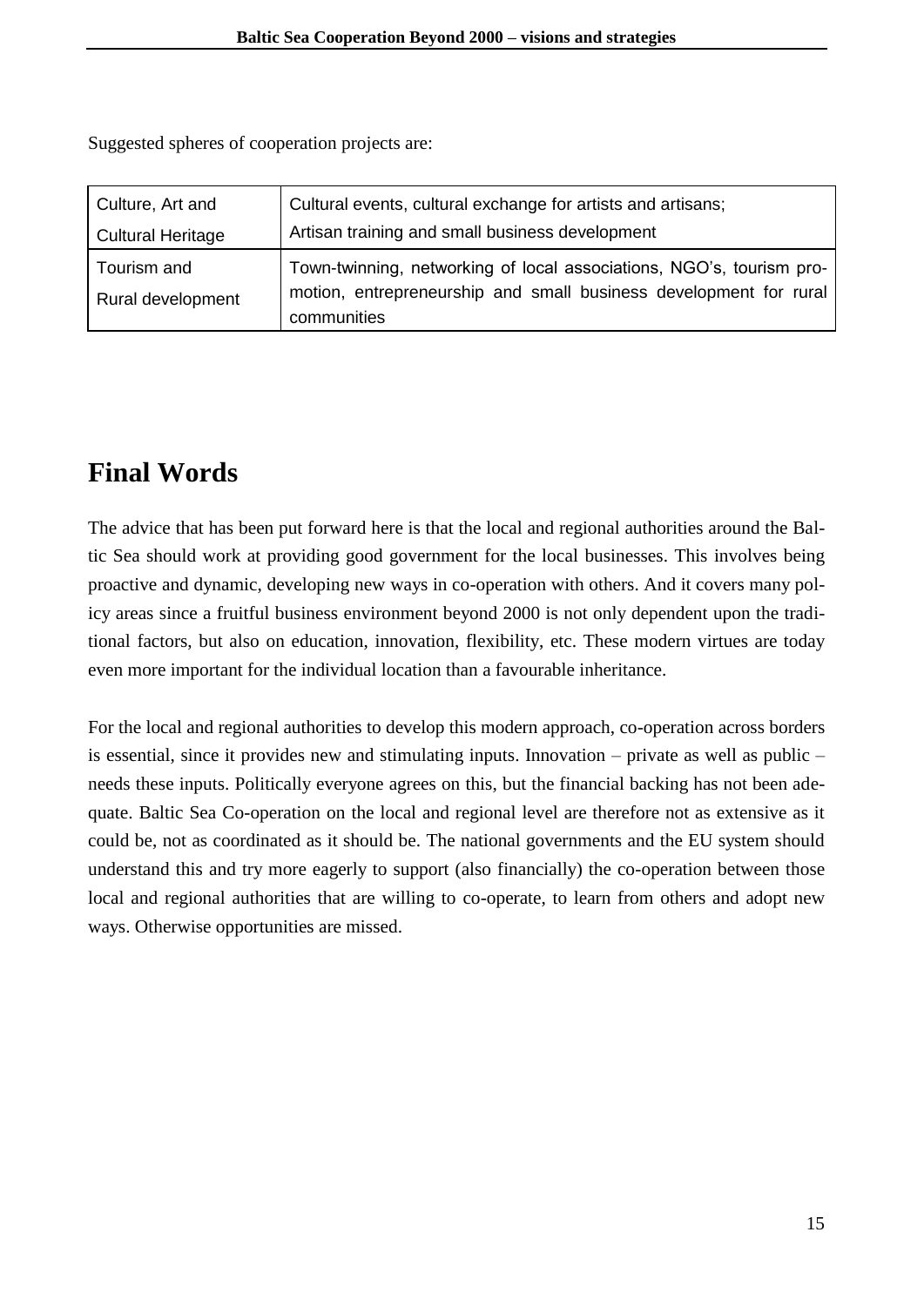Suggested spheres of cooperation projects are:

| | |
|---|---|
| Culture, Art and Cultural Heritage | Cultural events, cultural exchange for artists and artisans; Artisan training and small business development |
| Tourism and Rural development | Town-twinning, networking of local associations, NGO's, tourism promotion, entrepreneurship and small business development for rural communities |

# Final Words

The advice that has been put forward here is that the local and regional authorities around the Baltic Sea should work at providing good government for the local businesses. This involves being proactive and dynamic, developing new ways in co-operation with others. And it covers many policy areas since a fruitful business environment beyond 2000 is not only dependent upon the traditional factors, but also on education, innovation, flexibility, etc. These modern virtues are today even more important for the individual location than a favourable inheritance.

For the local and regional authorities to develop this modern approach, co-operation across borders is essential, since it provides new and stimulating inputs. Innovation – private as well as public – needs these inputs. Politically everyone agrees on this, but the financial backing has not been adequate. Baltic Sea Co-operation on the local and regional level are therefore not as extensive as it could be, not as coordinated as it should be. The national governments and the EU system should understand this and try more eagerly to support (also financially) the co-operation between those local and regional authorities that are willing to co-operate, to learn from others and adopt new ways. Otherwise opportunities are missed.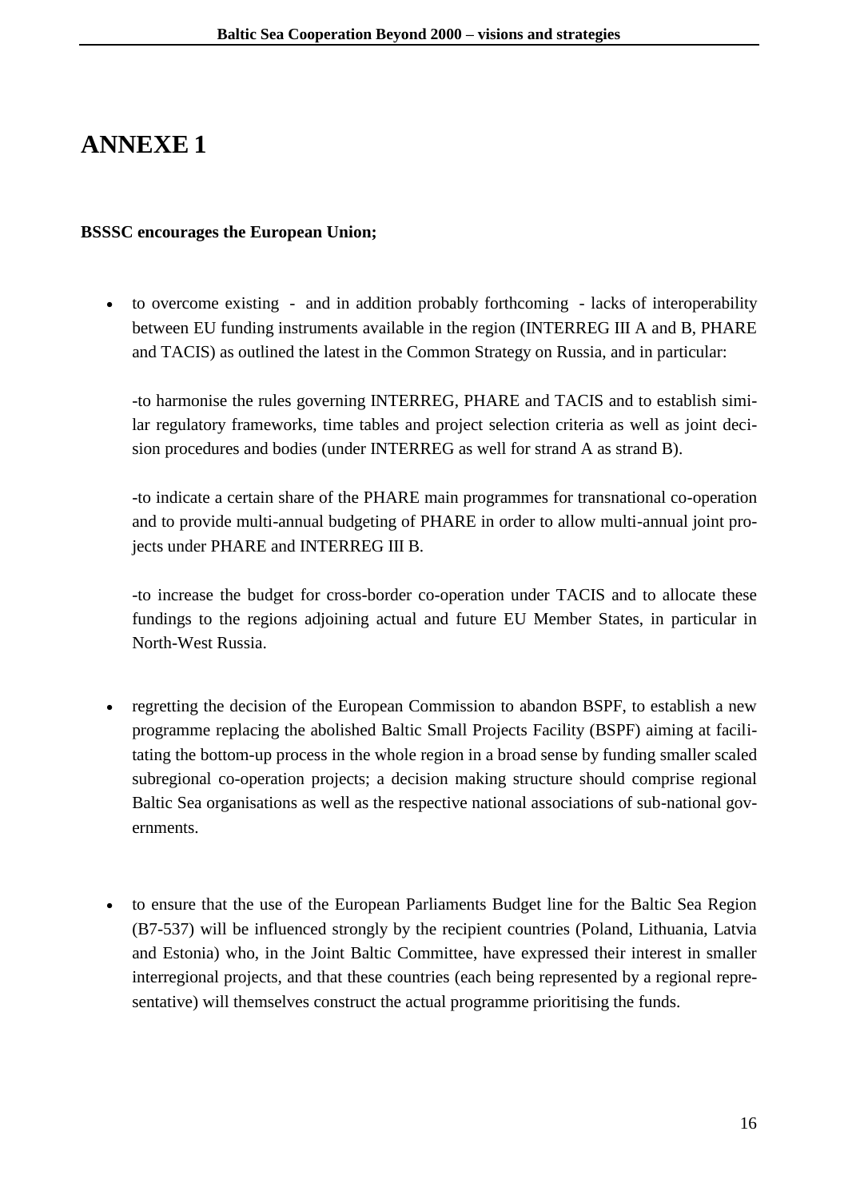# ANNEXE 1

**BSSSC encourages the European Union;**

- to overcome existing - and in addition probably forthcoming - lacks of interoperability between EU funding instruments available in the region (INTERREG III A and B, PHARE and TACIS) as outlined the latest in the Common Strategy on Russia, and in particular:

  -to harmonise the rules governing INTERREG, PHARE and TACIS and to establish similar regulatory frameworks, time tables and project selection criteria as well as joint decision procedures and bodies (under INTERREG as well for strand A as strand B).

  -to indicate a certain share of the PHARE main programmes for transnational co-operation and to provide multi-annual budgeting of PHARE in order to allow multi-annual joint projects under PHARE and INTERREG III B.

  -to increase the budget for cross-border co-operation under TACIS and to allocate these fundings to the regions adjoining actual and future EU Member States, in particular in North-West Russia.

- regretting the decision of the European Commission to abandon BSPF, to establish a new programme replacing the abolished Baltic Small Projects Facility (BSPF) aiming at facilitating the bottom-up process in the whole region in a broad sense by funding smaller scaled subregional co-operation projects; a decision making structure should comprise regional Baltic Sea organisations as well as the respective national associations of sub-national governments.

- to ensure that the use of the European Parliaments Budget line for the Baltic Sea Region (B7-537) will be influenced strongly by the recipient countries (Poland, Lithuania, Latvia and Estonia) who, in the Joint Baltic Committee, have expressed their interest in smaller interregional projects, and that these countries (each being represented by a regional representative) will themselves construct the actual programme prioritising the funds.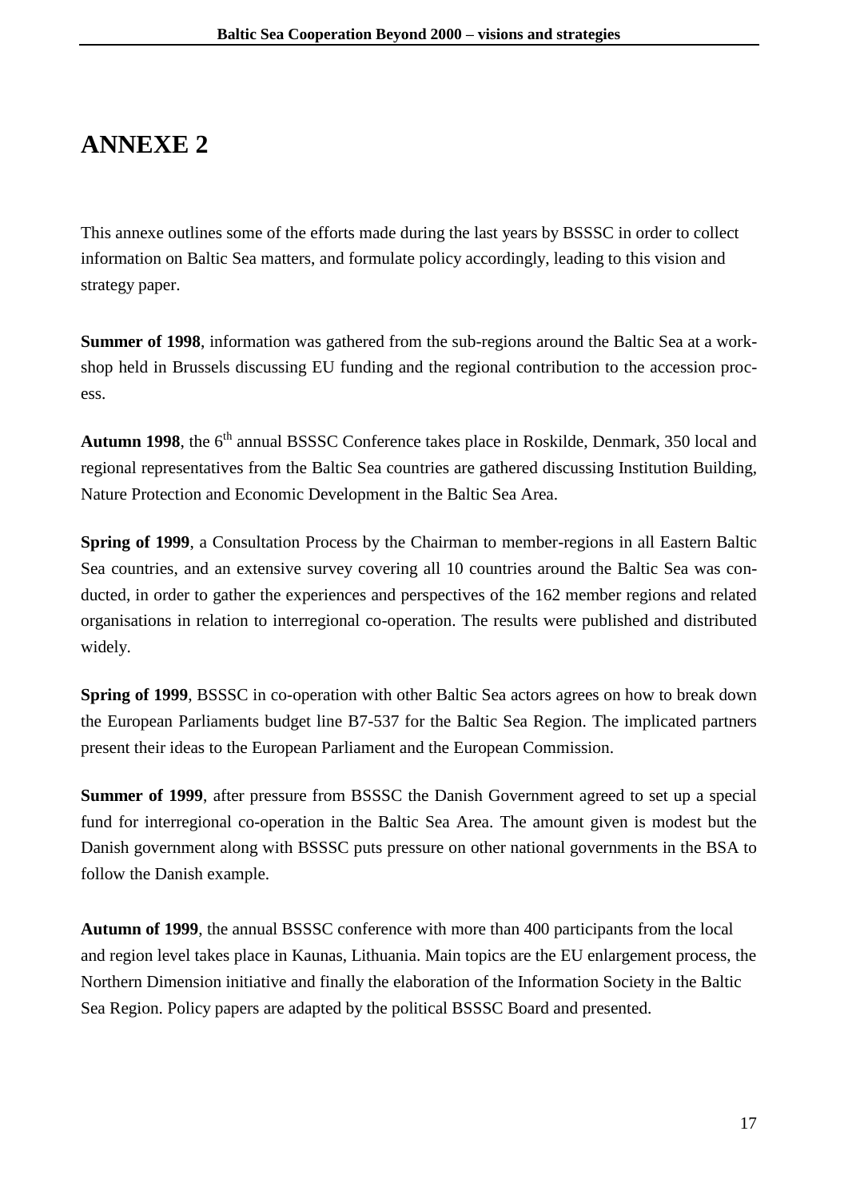# ANNEXE 2

This annexe outlines some of the efforts made during the last years by BSSSC in order to collect information on Baltic Sea matters, and formulate policy accordingly, leading to this vision and strategy paper.

**Summer of 1998**, information was gathered from the sub-regions around the Baltic Sea at a workshop held in Brussels discussing EU funding and the regional contribution to the accession process.

**Autumn 1998**, the 6[th] annual BSSSC Conference takes place in Roskilde, Denmark, 350 local and regional representatives from the Baltic Sea countries are gathered discussing Institution Building, Nature Protection and Economic Development in the Baltic Sea Area.

**Spring of 1999**, a Consultation Process by the Chairman to member-regions in all Eastern Baltic Sea countries, and an extensive survey covering all 10 countries around the Baltic Sea was conducted, in order to gather the experiences and perspectives of the 162 member regions and related organisations in relation to interregional co-operation. The results were published and distributed widely.

**Spring of 1999**, BSSSC in co-operation with other Baltic Sea actors agrees on how to break down the European Parliaments budget line B7-537 for the Baltic Sea Region. The implicated partners present their ideas to the European Parliament and the European Commission.

**Summer of 1999**, after pressure from BSSSC the Danish Government agreed to set up a special fund for interregional co-operation in the Baltic Sea Area. The amount given is modest but the Danish government along with BSSSC puts pressure on other national governments in the BSA to follow the Danish example.

**Autumn of 1999**, the annual BSSSC conference with more than 400 participants from the local and region level takes place in Kaunas, Lithuania. Main topics are the EU enlargement process, the Northern Dimension initiative and finally the elaboration of the Information Society in the Baltic Sea Region. Policy papers are adapted by the political BSSSC Board and presented.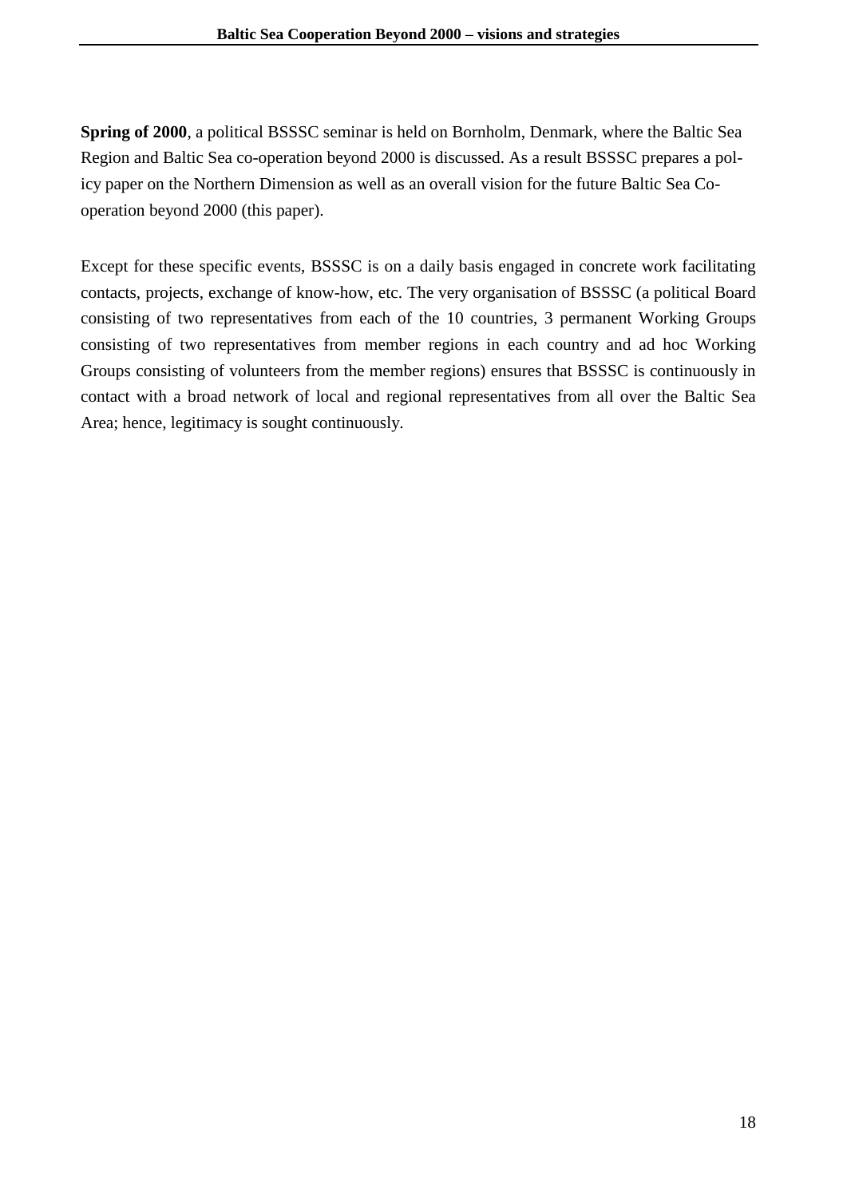**Spring of 2000**, a political BSSSC seminar is held on Bornholm, Denmark, where the Baltic Sea Region and Baltic Sea co-operation beyond 2000 is discussed. As a result BSSSC prepares a policy paper on the Northern Dimension as well as an overall vision for the future Baltic Sea Co-operation beyond 2000 (this paper).

Except for these specific events, BSSSC is on a daily basis engaged in concrete work facilitating contacts, projects, exchange of know-how, etc. The very organisation of BSSSC (a political Board consisting of two representatives from each of the 10 countries, 3 permanent Working Groups consisting of two representatives from member regions in each country and ad hoc Working Groups consisting of volunteers from the member regions) ensures that BSSSC is continuously in contact with a broad network of local and regional representatives from all over the Baltic Sea Area; hence, legitimacy is sought continuously.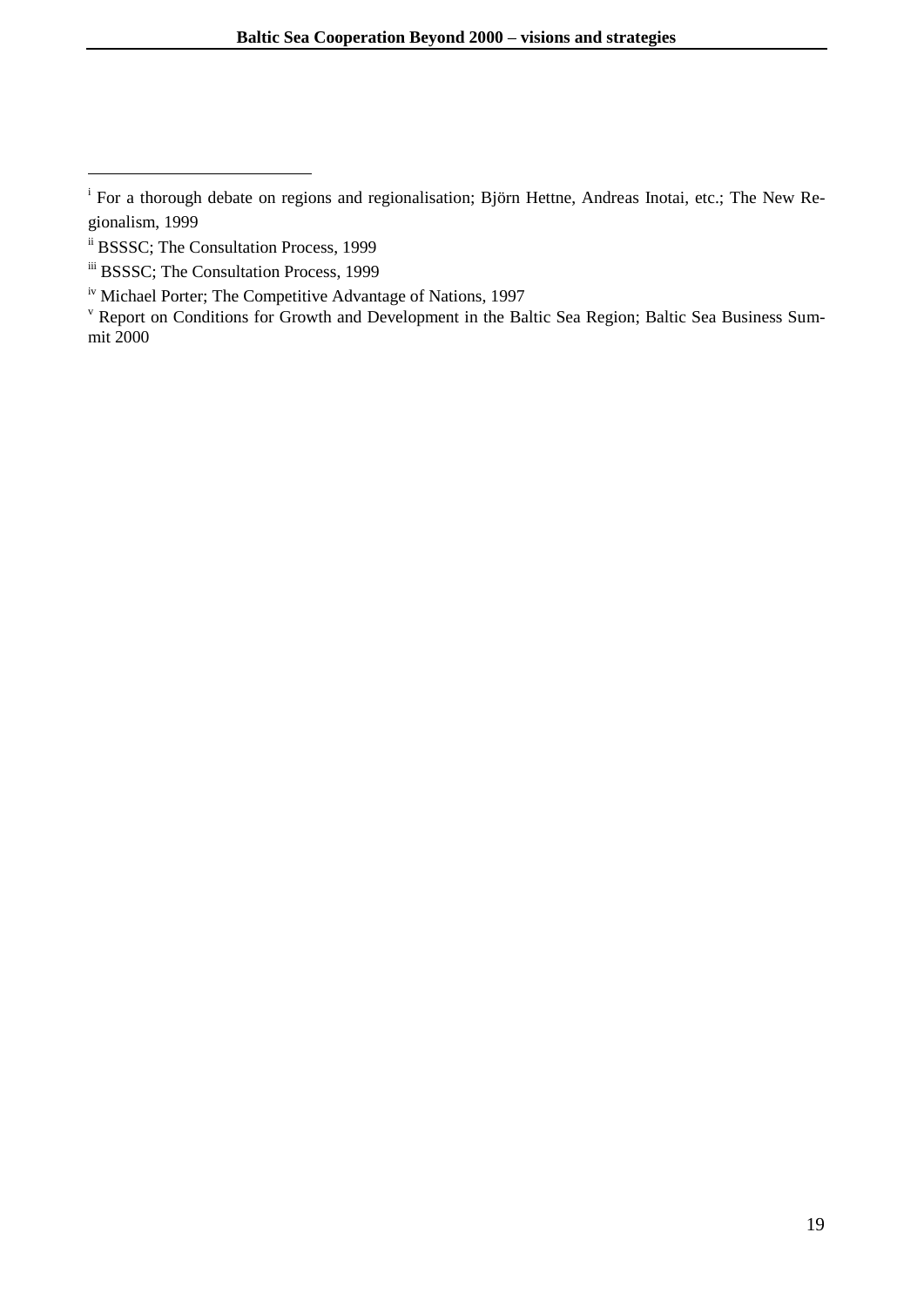[i] For a thorough debate on regions and regionalisation; Björn Hettne, Andreas Inotai, etc.; The New Regionalism, 1999

[ii] BSSSC; The Consultation Process, 1999

[iii] BSSSC; The Consultation Process, 1999

[iv] Michael Porter; The Competitive Advantage of Nations, 1997

[v] Report on Conditions for Growth and Development in the Baltic Sea Region; Baltic Sea Business Summit 2000